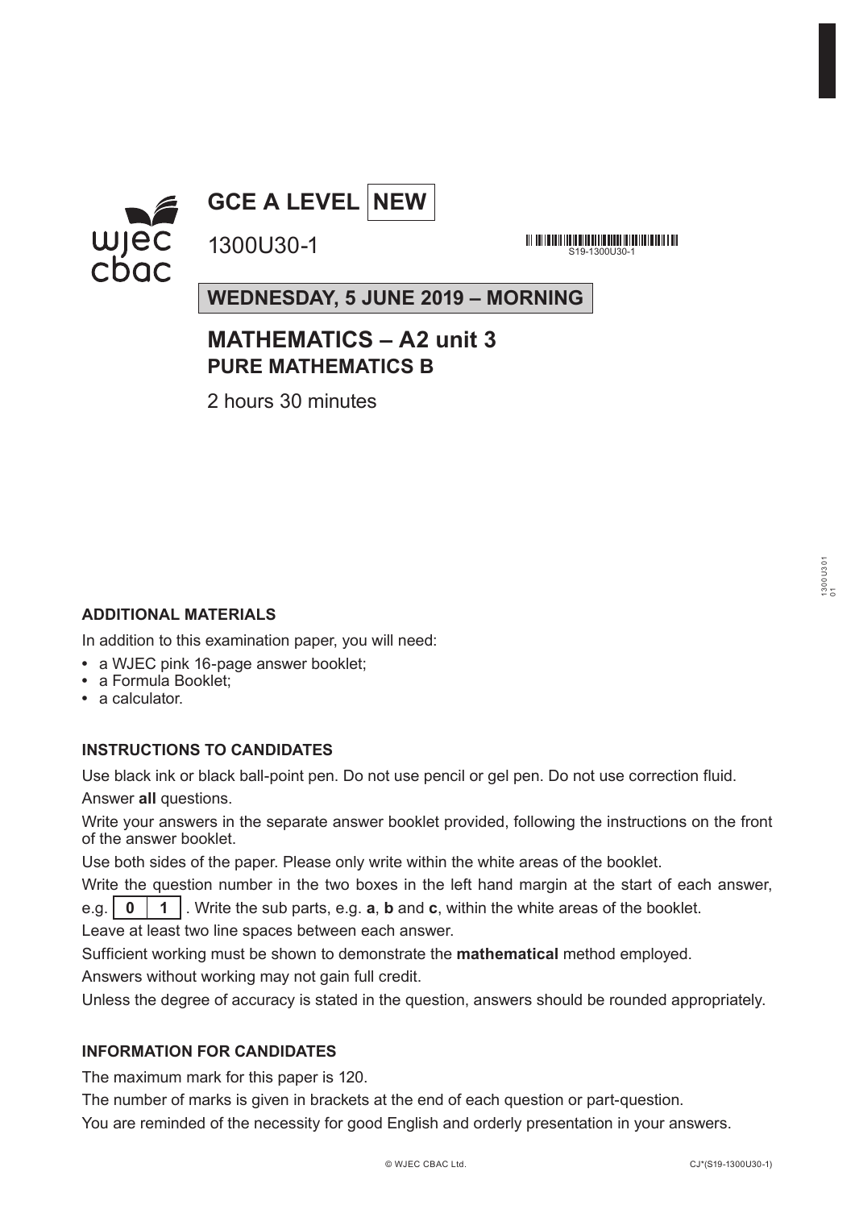# GCE A LEVEL NEW

1300U30-1

S19-1300U30-1

**WEDNESDAY, 5 JUNE 2019 – MORNING**

## MATHEMATICS – A2 unit 3
### PURE MATHEMATICS B

2 hours 30 minutes

### ADDITIONAL MATERIALS

In addition to this examination paper, you will need:

- a WJEC pink 16-page answer booklet;
- a Formula Booklet;
- a calculator.

### INSTRUCTIONS TO CANDIDATES

Use black ink or black ball-point pen. Do not use pencil or gel pen. Do not use correction fluid.

Answer **all** questions.

Write your answers in the separate answer booklet provided, following the instructions on the front of the answer booklet.

Use both sides of the paper. Please only write within the white areas of the booklet.

Write the question number in the two boxes in the left hand margin at the start of each answer, e.g. **0** **1** . Write the sub parts, e.g. **a**, **b** and **c**, within the white areas of the booklet.

Leave at least two line spaces between each answer.

Sufficient working must be shown to demonstrate the **mathematical** method employed.

Answers without working may not gain full credit.

Unless the degree of accuracy is stated in the question, answers should be rounded appropriately.

### INFORMATION FOR CANDIDATES

The maximum mark for this paper is 120.

The number of marks is given in brackets at the end of each question or part-question.

You are reminded of the necessity for good English and orderly presentation in your answers.

© WJEC CBAC Ltd. CJ*(S19-1300U30-1)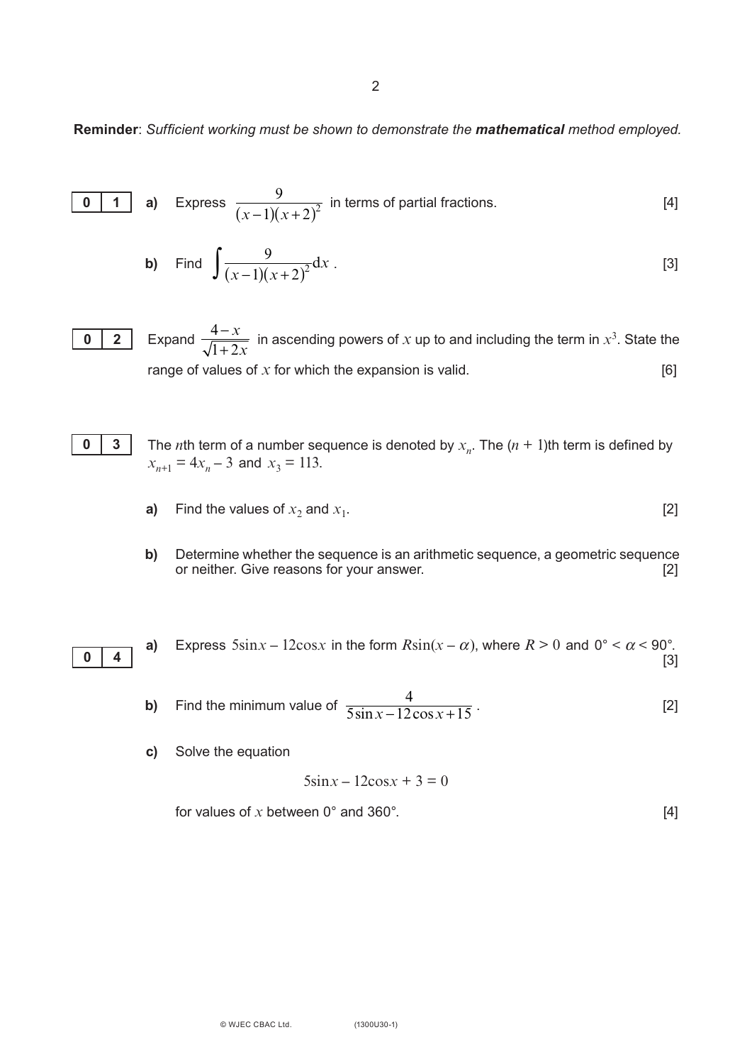**Reminder**: *Sufficient working must be shown to demonstrate the **mathematical** method employed.*

**0 1** **a)** Express $\dfrac{9}{(x-1)(x+2)^2}$ in terms of partial fractions. [4]

**b)** Find $\displaystyle\int \frac{9}{(x-1)(x+2)^2}\mathrm{d}x$ . [3]

**0 2** Expand $\dfrac{4-x}{\sqrt{1+2x}}$ in ascending powers of $x$ up to and including the term in $x^3$. State the range of values of $x$ for which the expansion is valid. [6]

**0 3** The $n$th term of a number sequence is denoted by $x_n$. The $(n+1)$th term is defined by $x_{n+1} = 4x_n - 3$ and $x_3 = 113$.

**a)** Find the values of $x_2$ and $x_1$. [2]

**b)** Determine whether the sequence is an arithmetic sequence, a geometric sequence or neither. Give reasons for your answer. [2]

**0 4** **a)** Express $5\sin x - 12\cos x$ in the form $R\sin(x - \alpha)$, where $R > 0$ and $0° < \alpha < 90°$. [3]

**b)** Find the minimum value of $\dfrac{4}{5\sin x - 12\cos x + 15}$ . [2]

**c)** Solve the equation

$$5\sin x - 12\cos x + 3 = 0$$

for values of $x$ between 0° and 360°. [4]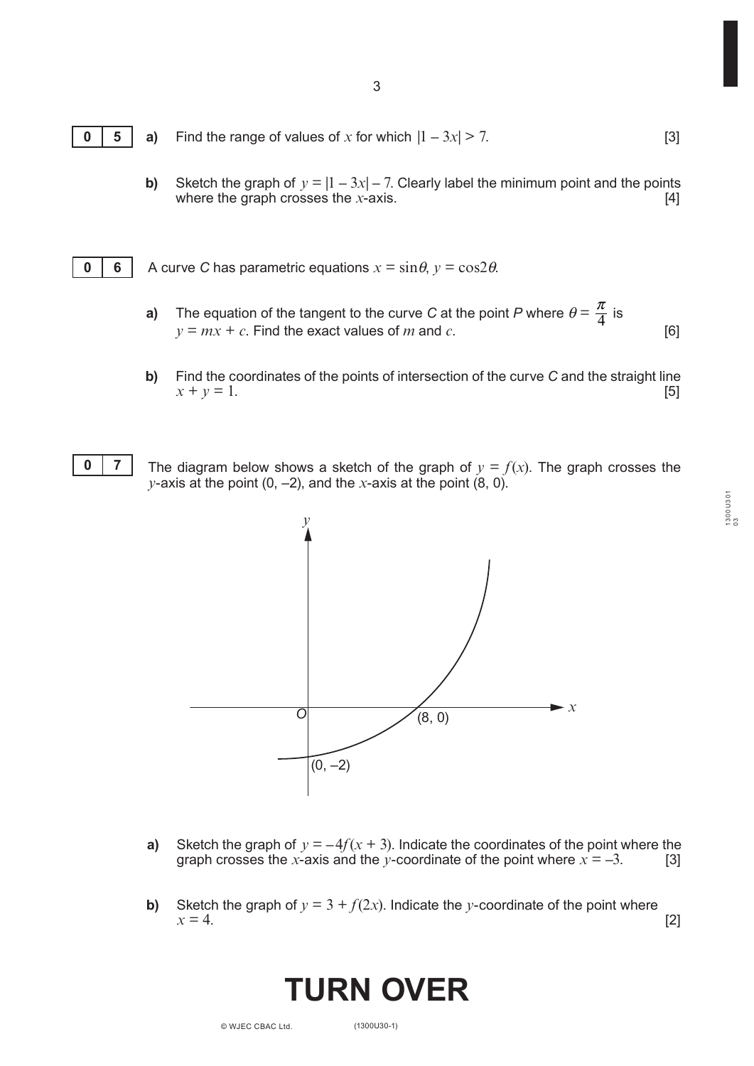**05** **a)** Find the range of values of $x$ for which $|1 - 3x| > 7$. [3]

**b)** Sketch the graph of $y = |1 - 3x| - 7$. Clearly label the minimum point and the points where the graph crosses the $x$-axis. [4]

**06** A curve $C$ has parametric equations $x = \sin\theta$, $y = \cos 2\theta$.

**a)** The equation of the tangent to the curve $C$ at the point $P$ where $\theta = \dfrac{\pi}{4}$ is $y = mx + c$. Find the exact values of $m$ and $c$. [6]

**b)** Find the coordinates of the points of intersection of the curve $C$ and the straight line $x + y = 1$. [5]

**07** The diagram below shows a sketch of the graph of $y = f(x)$. The graph crosses the $y$-axis at the point $(0, -2)$, and the $x$-axis at the point $(8, 0)$.

**a)** Sketch the graph of $y = -4f(x + 3)$. Indicate the coordinates of the point where the graph crosses the $x$-axis and the $y$-coordinate of the point where $x = -3$. [3]

**b)** Sketch the graph of $y = 3 + f(2x)$. Indicate the $y$-coordinate of the point where $x = 4$. [2]

# TURN OVER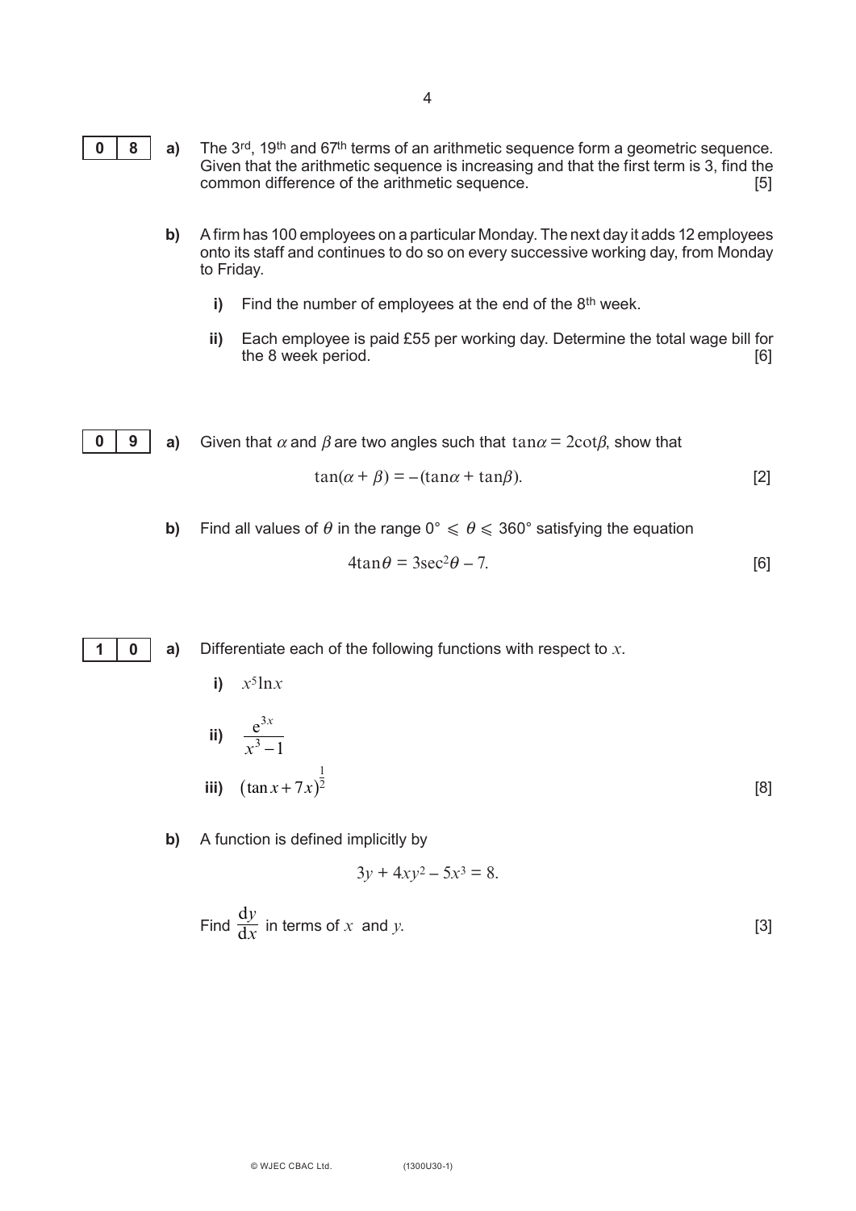**08** **a)** The 3rd, 19th and 67th terms of an arithmetic sequence form a geometric sequence. Given that the arithmetic sequence is increasing and that the first term is 3, find the common difference of the arithmetic sequence. [5]

**b)** A firm has 100 employees on a particular Monday. The next day it adds 12 employees onto its staff and continues to do so on every successive working day, from Monday to Friday.

**i)** Find the number of employees at the end of the 8th week.

**ii)** Each employee is paid £55 per working day. Determine the total wage bill for the 8 week period. [6]

**09** **a)** Given that $\alpha$ and $\beta$ are two angles such that $\tan\alpha = 2\cot\beta$, show that

$$\tan(\alpha + \beta) = -(\tan\alpha + \tan\beta).$$ [2]

**b)** Find all values of $\theta$ in the range $0° \leqslant \theta \leqslant 360°$ satisfying the equation

$$4\tan\theta = 3\sec^2\theta - 7.$$ [6]

**10** **a)** Differentiate each of the following functions with respect to $x$.

**i)** $x^5 \ln x$

**ii)** $\dfrac{e^{3x}}{x^3 - 1}$

**iii)** $(\tan x + 7x)^{\frac{1}{2}}$ [8]

**b)** A function is defined implicitly by

$$3y + 4xy^2 - 5x^3 = 8.$$

Find $\dfrac{dy}{dx}$ in terms of $x$ and $y$. [3]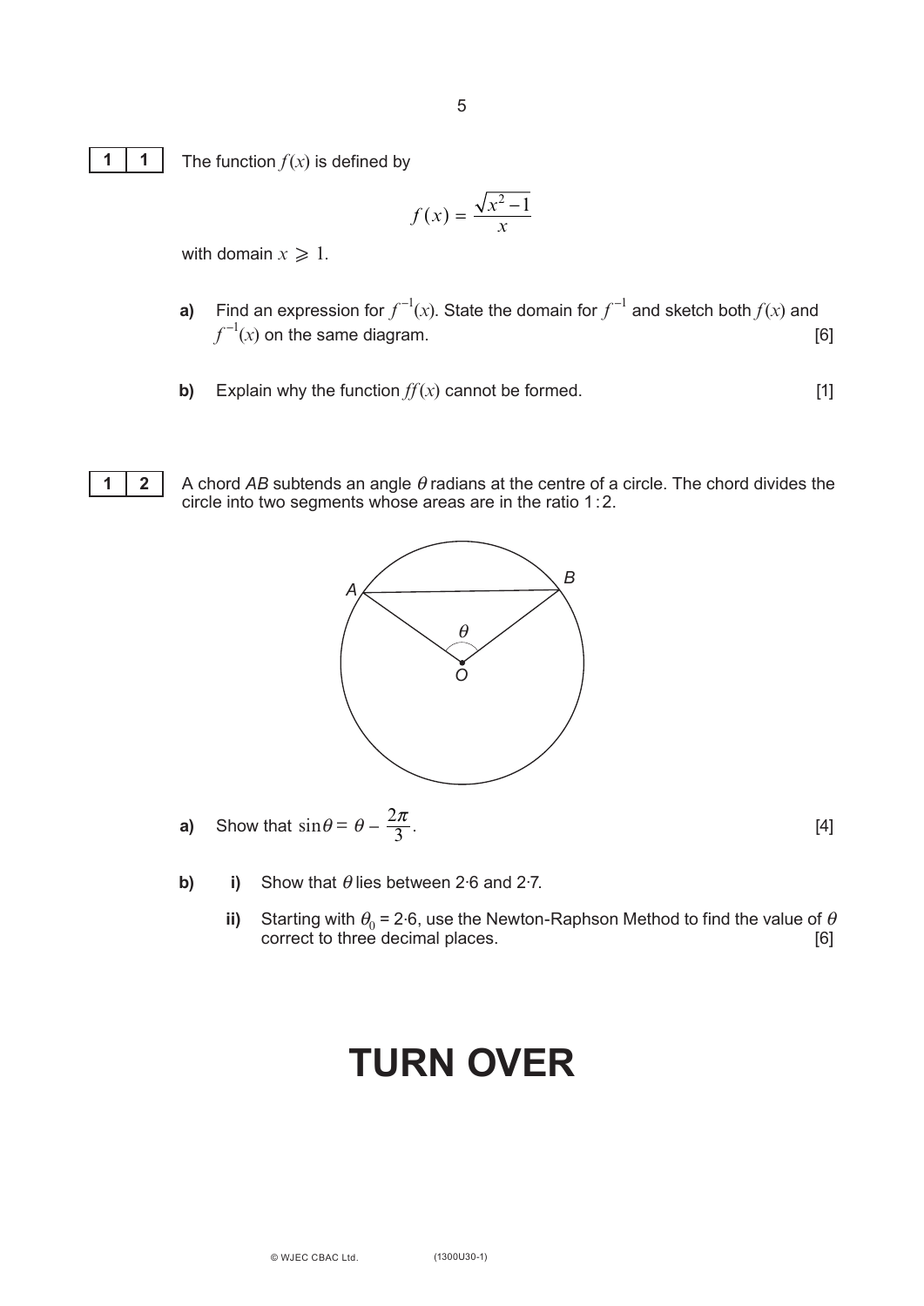**11** The function $f(x)$ is defined by

$$f(x) = \frac{\sqrt{x^2 - 1}}{x}$$

with domain $x \geqslant 1$.

**a)** Find an expression for $f^{-1}(x)$. State the domain for $f^{-1}$ and sketch both $f(x)$ and $f^{-1}(x)$ on the same diagram. [6]

**b)** Explain why the function $ff(x)$ cannot be formed. [1]

**12** A chord $AB$ subtends an angle $\theta$ radians at the centre of a circle. The chord divides the circle into two segments whose areas are in the ratio 1 : 2.

**a)** Show that $\sin\theta = \theta - \dfrac{2\pi}{3}$. [4]

**b)** **i)** Show that $\theta$ lies between 2·6 and 2·7.

**ii)** Starting with $\theta_0 = 2{\cdot}6$, use the Newton-Raphson Method to find the value of $\theta$ correct to three decimal places. [6]

# TURN OVER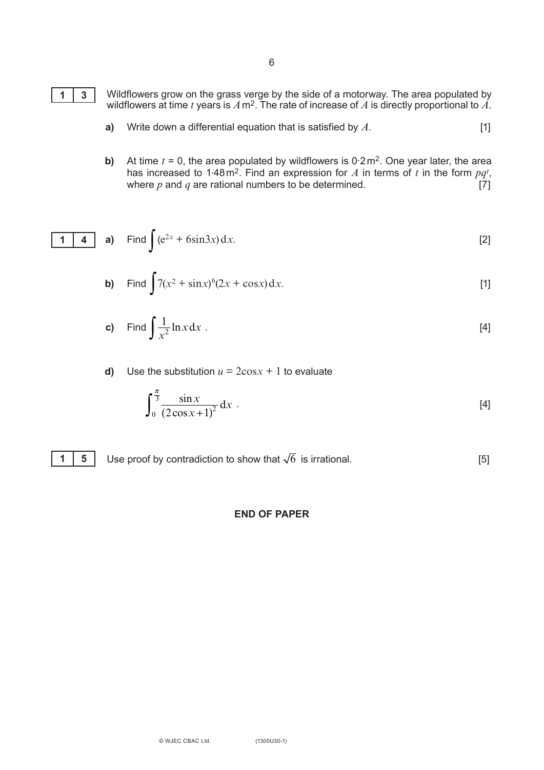**13** Wildflowers grow on the grass verge by the side of a motorway. The area populated by wildflowers at time $t$ years is $A$ m$^2$. The rate of increase of $A$ is directly proportional to $A$.

**a)** Write down a differential equation that is satisfied by $A$. [1]

**b)** At time $t = 0$, the area populated by wildflowers is 0·2 m$^2$. One year later, the area has increased to 1·48 m$^2$. Find an expression for $A$ in terms of $t$ in the form $pq^t$, where $p$ and $q$ are rational numbers to be determined. [7]

**14** **a)** Find $\int (e^{2x} + 6\sin 3x)\,dx$. [2]

**b)** Find $\int 7(x^2 + \sin x)^6(2x + \cos x)\,dx$. [1]

**c)** Find $\int \frac{1}{x^2} \ln x \,dx$ . [4]

**d)** Use the substitution $u = 2\cos x + 1$ to evaluate

$$\int_0^{\frac{\pi}{3}} \frac{\sin x}{(2\cos x + 1)^2}\,dx \ .$$ [4]

**15** Use proof by contradiction to show that $\sqrt{6}$ is irrational. [5]

**END OF PAPER**